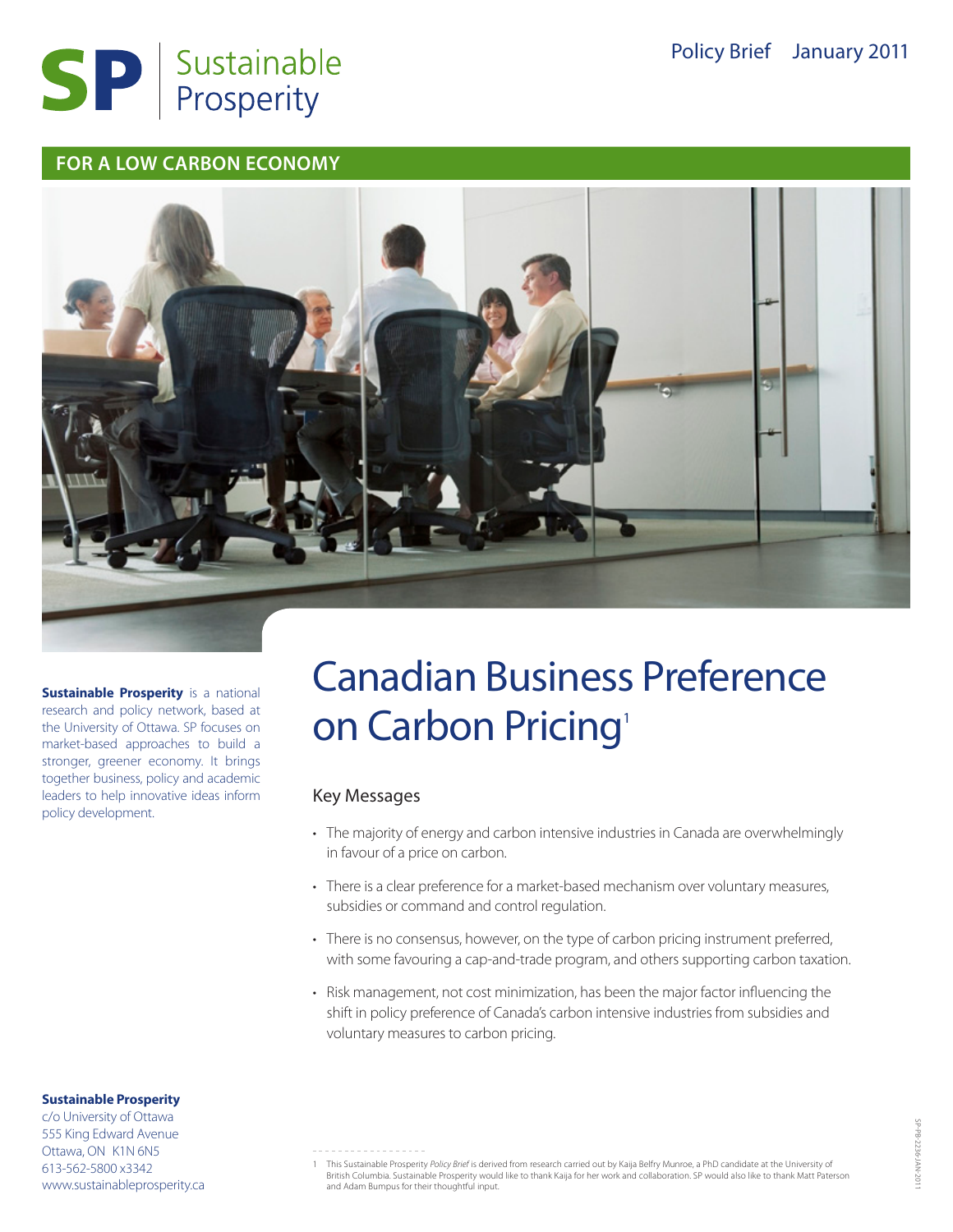Policy Brief January 2011

**FOR A LOW CARBON ECONOMY**

# Canadian Business Preference on Carbon Pricing[1]

**Sustainable Prosperity** is a national research and policy network, based at the University of Ottawa. SP focuses on market-based approaches to build a stronger, greener economy. It brings together business, policy and academic leaders to help innovative ideas inform policy development.

## Key Messages

- The majority of energy and carbon intensive industries in Canada are overwhelmingly in favour of a price on carbon.
- There is a clear preference for a market-based mechanism over voluntary measures, subsidies or command and control regulation.
- There is no consensus, however, on the type of carbon pricing instrument preferred, with some favouring a cap-and-trade program, and others supporting carbon taxation.
- Risk management, not cost minimization, has been the major factor influencing the shift in policy preference of Canada's carbon intensive industries from subsidies and voluntary measures to carbon pricing.

**Sustainable Prosperity**
c/o University of Ottawa
555 King Edward Avenue
Ottawa, ON K1N 6N5
613-562-5800 x3342
www.sustainableprosperity.ca

1 This Sustainable Prosperity *Policy Brief* is derived from research carried out by Kaija Belfry Munroe, a PhD candidate at the University of British Columbia. Sustainable Prosperity would like to thank Kaija for her work and collaboration. SP would also like to thank Matt Paterson and Adam Bumpus for their thoughtful input.

SP-PB-2236-JAN-2011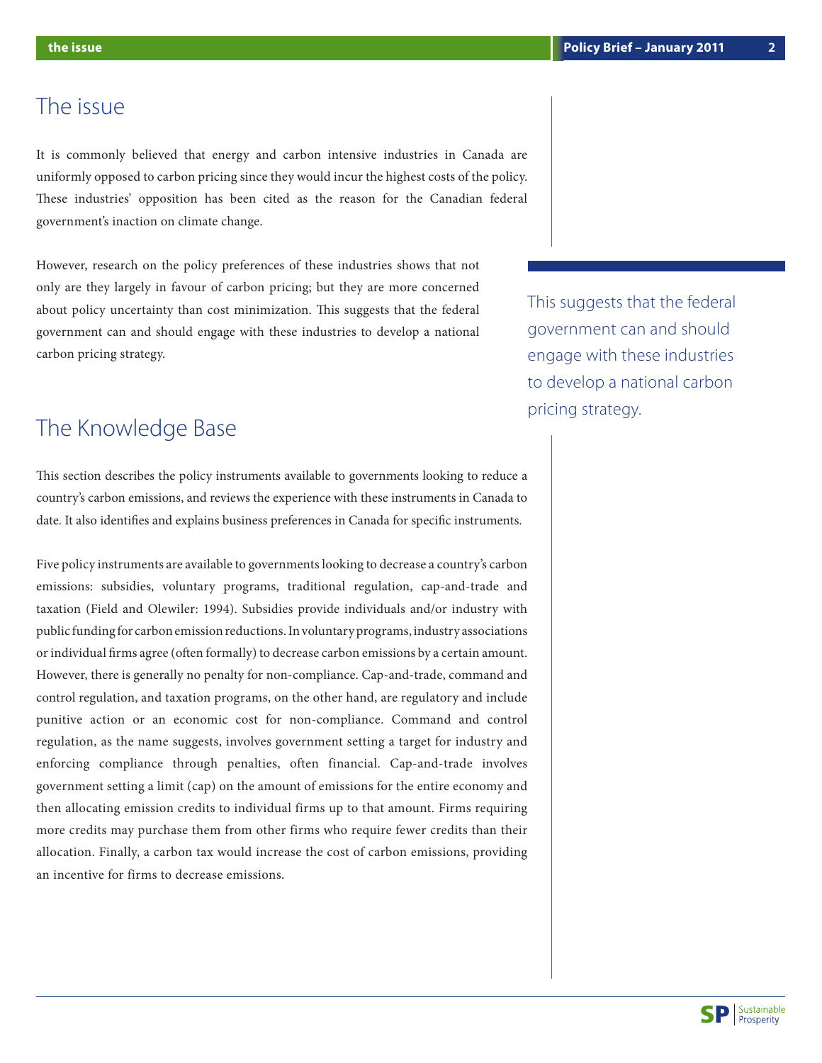## The issue

It is commonly believed that energy and carbon intensive industries in Canada are uniformly opposed to carbon pricing since they would incur the highest costs of the policy. These industries' opposition has been cited as the reason for the Canadian federal government's inaction on climate change.

However, research on the policy preferences of these industries shows that not only are they largely in favour of carbon pricing; but they are more concerned about policy uncertainty than cost minimization. This suggests that the federal government can and should engage with these industries to develop a national carbon pricing strategy.

This suggests that the federal government can and should engage with these industries to develop a national carbon pricing strategy.

## The Knowledge Base

This section describes the policy instruments available to governments looking to reduce a country's carbon emissions, and reviews the experience with these instruments in Canada to date. It also identifies and explains business preferences in Canada for specific instruments.

Five policy instruments are available to governments looking to decrease a country's carbon emissions: subsidies, voluntary programs, traditional regulation, cap-and-trade and taxation (Field and Olewiler: 1994). Subsidies provide individuals and/or industry with public funding for carbon emission reductions. In voluntary programs, industry associations or individual firms agree (often formally) to decrease carbon emissions by a certain amount. However, there is generally no penalty for non-compliance. Cap-and-trade, command and control regulation, and taxation programs, on the other hand, are regulatory and include punitive action or an economic cost for non-compliance. Command and control regulation, as the name suggests, involves government setting a target for industry and enforcing compliance through penalties, often financial. Cap-and-trade involves government setting a limit (cap) on the amount of emissions for the entire economy and then allocating emission credits to individual firms up to that amount. Firms requiring more credits may purchase them from other firms who require fewer credits than their allocation. Finally, a carbon tax would increase the cost of carbon emissions, providing an incentive for firms to decrease emissions.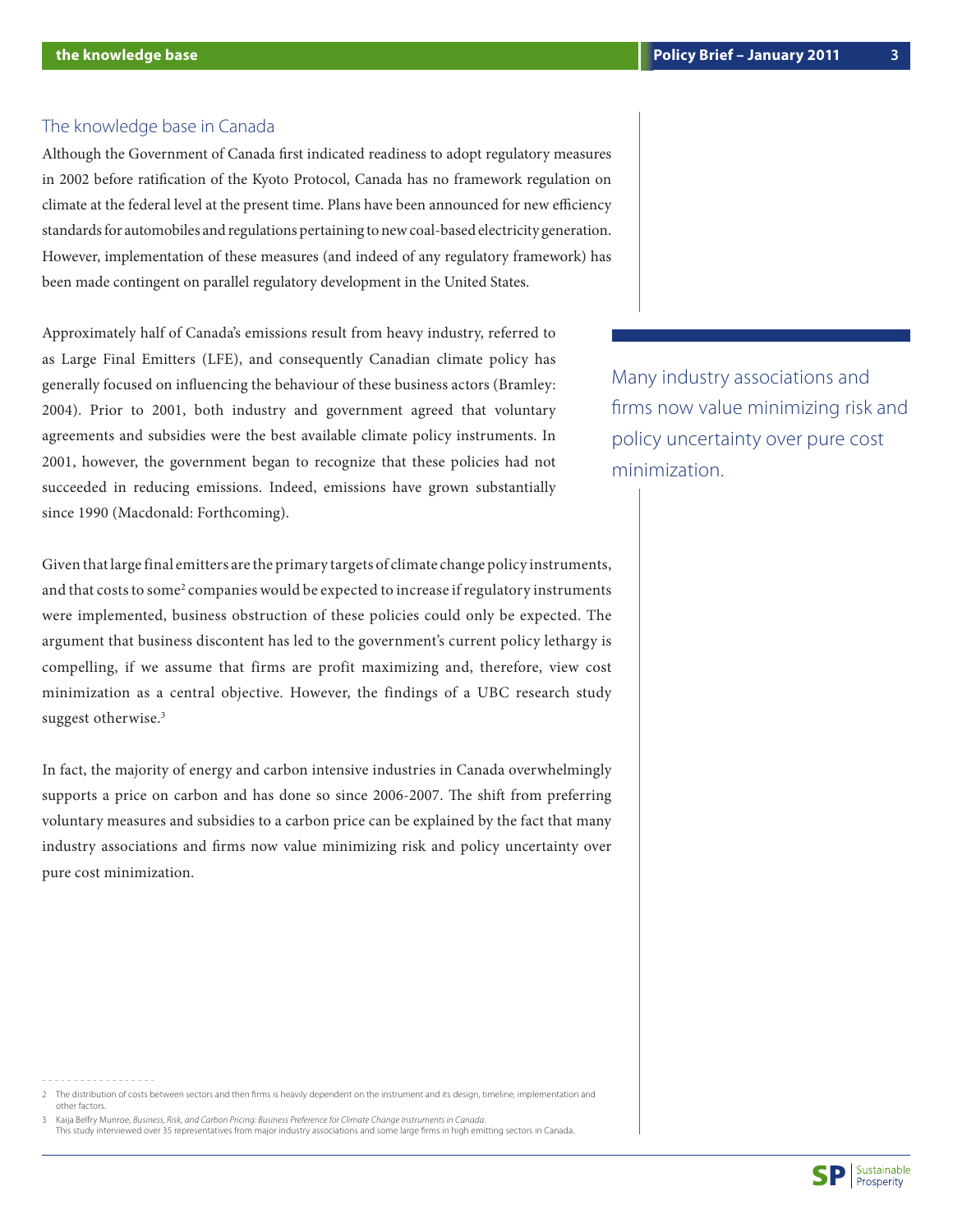## The knowledge base in Canada

Although the Government of Canada first indicated readiness to adopt regulatory measures in 2002 before ratification of the Kyoto Protocol, Canada has no framework regulation on climate at the federal level at the present time. Plans have been announced for new efficiency standards for automobiles and regulations pertaining to new coal-based electricity generation. However, implementation of these measures (and indeed of any regulatory framework) has been made contingent on parallel regulatory development in the United States.

Approximately half of Canada's emissions result from heavy industry, referred to as Large Final Emitters (LFE), and consequently Canadian climate policy has generally focused on influencing the behaviour of these business actors (Bramley: 2004). Prior to 2001, both industry and government agreed that voluntary agreements and subsidies were the best available climate policy instruments. In 2001, however, the government began to recognize that these policies had not succeeded in reducing emissions. Indeed, emissions have grown substantially since 1990 (Macdonald: Forthcoming).

> Many industry associations and firms now value minimizing risk and policy uncertainty over pure cost minimization.

Given that large final emitters are the primary targets of climate change policy instruments, and that costs to some[2] companies would be expected to increase if regulatory instruments were implemented, business obstruction of these policies could only be expected. The argument that business discontent has led to the government's current policy lethargy is compelling, if we assume that firms are profit maximizing and, therefore, view cost minimization as a central objective. However, the findings of a UBC research study suggest otherwise.[3]

In fact, the majority of energy and carbon intensive industries in Canada overwhelmingly supports a price on carbon and has done so since 2006-2007. The shift from preferring voluntary measures and subsidies to a carbon price can be explained by the fact that many industry associations and firms now value minimizing risk and policy uncertainty over pure cost minimization.

---

2 The distribution of costs between sectors and then firms is heavily dependent on the instrument and its design, timeline, implementation and other factors.

3 Kaija Belfry Munroe, *Business, Risk, and Carbon Pricing: Business Preference for Climate Change Instruments in Canada.* This study interviewed over 35 representatives from major industry associations and some large firms in high emitting sectors in Canada.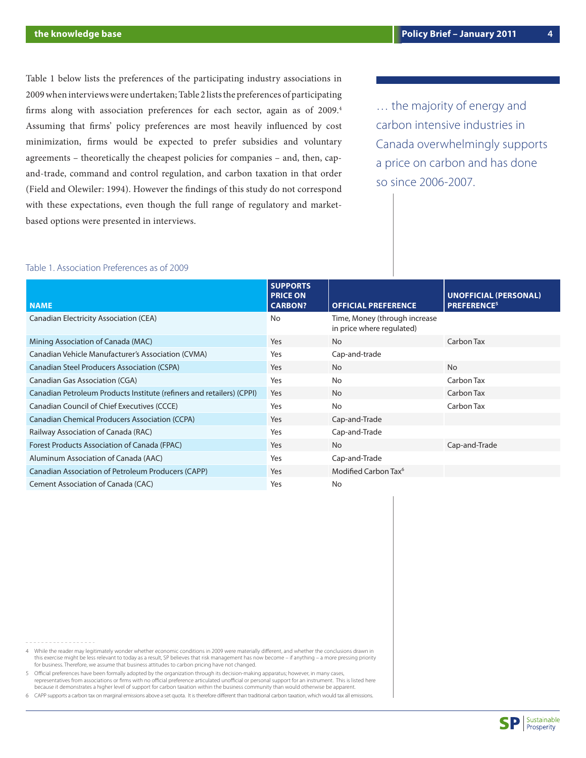Table 1 below lists the preferences of the participating industry associations in 2009 when interviews were undertaken; Table 2 lists the preferences of participating firms along with association preferences for each sector, again as of 2009.[4] Assuming that firms' policy preferences are most heavily influenced by cost minimization, firms would be expected to prefer subsidies and voluntary agreements – theoretically the cheapest policies for companies – and, then, cap-and-trade, command and control regulation, and carbon taxation in that order (Field and Olewiler: 1994). However the findings of this study do not correspond with these expectations, even though the full range of regulatory and market-based options were presented in interviews.

> … the majority of energy and carbon intensive industries in Canada overwhelmingly supports a price on carbon and has done so since 2006-2007.

Table 1. Association Preferences as of 2009

| NAME | SUPPORTS PRICE ON CARBON? | OFFICIAL PREFERENCE | UNOFFICIAL (PERSONAL) PREFERENCE[5] |
|---|---|---|---|
| Canadian Electricity Association (CEA) | No | Time, Money (through increase in price where regulated) | |
| Mining Association of Canada (MAC) | Yes | No | Carbon Tax |
| Canadian Vehicle Manufacturer's Association (CVMA) | Yes | Cap-and-trade | |
| Canadian Steel Producers Association (CSPA) | Yes | No | No |
| Canadian Gas Association (CGA) | Yes | No | Carbon Tax |
| Canadian Petroleum Products Institute (refiners and retailers) (CPPI) | Yes | No | Carbon Tax |
| Canadian Council of Chief Executives (CCCE) | Yes | No | Carbon Tax |
| Canadian Chemical Producers Association (CCPA) | Yes | Cap-and-Trade | |
| Railway Association of Canada (RAC) | Yes | Cap-and-Trade | |
| Forest Products Association of Canada (FPAC) | Yes | No | Cap-and-Trade |
| Aluminum Association of Canada (AAC) | Yes | Cap-and-Trade | |
| Canadian Association of Petroleum Producers (CAPP) | Yes | Modified Carbon Tax[6] | |
| Cement Association of Canada (CAC) | Yes | No | |

4 While the reader may legitimately wonder whether economic conditions in 2009 were materially different, and whether the conclusions drawn in this exercise might be less relevant to today as a result, SP believes that risk management has now become – if anything – a more pressing priority for business. Therefore, we assume that business attitudes to carbon pricing have not changed.

5 Official preferences have been formally adopted by the organization through its decision-making apparatus; however, in many cases, representatives from associations or firms with no official preference articulated unofficial or personal support for an instrument. This is listed here because it demonstrates a higher level of support for carbon taxation within the business community than would otherwise be apparent.

6 CAPP supports a carbon tax on marginal emissions above a set quota. It is therefore different than traditional carbon taxation, which would tax all emissions.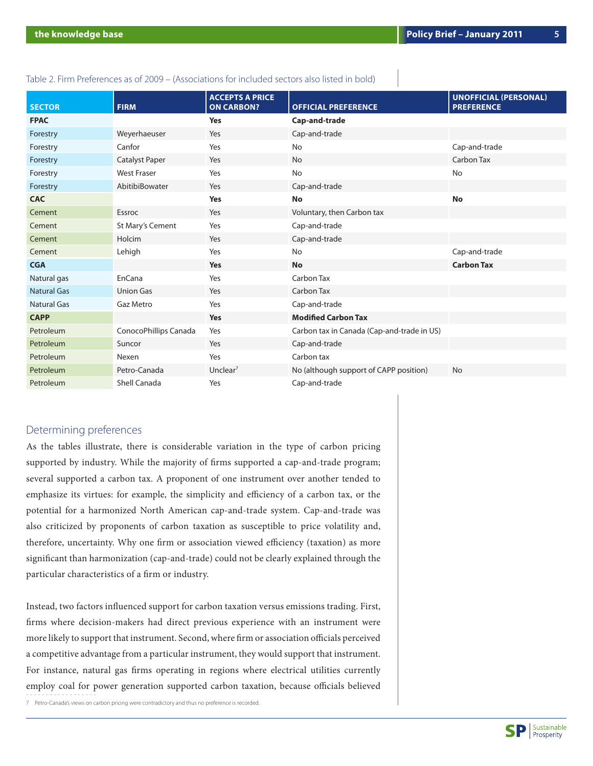Table 2. Firm Preferences as of 2009 – (Associations for included sectors also listed in bold)

| SECTOR | FIRM | ACCEPTS A PRICE ON CARBON? | OFFICIAL PREFERENCE | UNOFFICIAL (PERSONAL) PREFERENCE |
|---|---|---|---|---|
| **FPAC** | | **Yes** | **Cap-and-trade** | |
| Forestry | Weyerhaeuser | Yes | Cap-and-trade | |
| Forestry | Canfor | Yes | No | Cap-and-trade |
| Forestry | Catalyst Paper | Yes | No | Carbon Tax |
| Forestry | West Fraser | Yes | No | No |
| Forestry | AbitibiBowater | Yes | Cap-and-trade | |
| **CAC** | | **Yes** | **No** | **No** |
| Cement | Essroc | Yes | Voluntary, then Carbon tax | |
| Cement | St Mary's Cement | Yes | Cap-and-trade | |
| Cement | Holcim | Yes | Cap-and-trade | |
| Cement | Lehigh | Yes | No | Cap-and-trade |
| **CGA** | | **Yes** | **No** | **Carbon Tax** |
| Natural gas | EnCana | Yes | Carbon Tax | |
| Natural Gas | Union Gas | Yes | Carbon Tax | |
| Natural Gas | Gaz Metro | Yes | Cap-and-trade | |
| **CAPP** | | **Yes** | **Modified Carbon Tax** | |
| Petroleum | ConocoPhillips Canada | Yes | Carbon tax in Canada (Cap-and-trade in US) | |
| Petroleum | Suncor | Yes | Cap-and-trade | |
| Petroleum | Nexen | Yes | Carbon tax | |
| Petroleum | Petro-Canada | Unclear[7] | No (although support of CAPP position) | No |
| Petroleum | Shell Canada | Yes | Cap-and-trade | |

## Determining preferences

As the tables illustrate, there is considerable variation in the type of carbon pricing supported by industry. While the majority of firms supported a cap-and-trade program; several supported a carbon tax. A proponent of one instrument over another tended to emphasize its virtues: for example, the simplicity and efficiency of a carbon tax, or the potential for a harmonized North American cap-and-trade system. Cap-and-trade was also criticized by proponents of carbon taxation as susceptible to price volatility and, therefore, uncertainty. Why one firm or association viewed efficiency (taxation) as more significant than harmonization (cap-and-trade) could not be clearly explained through the particular characteristics of a firm or industry.

Instead, two factors influenced support for carbon taxation versus emissions trading. First, firms where decision-makers had direct previous experience with an instrument were more likely to support that instrument. Second, where firm or association officials perceived a competitive advantage from a particular instrument, they would support that instrument. For instance, natural gas firms operating in regions where electrical utilities currently employ coal for power generation supported carbon taxation, because officials believed

7 Petro-Canada's views on carbon pricing were contradictory and thus no preference is recorded.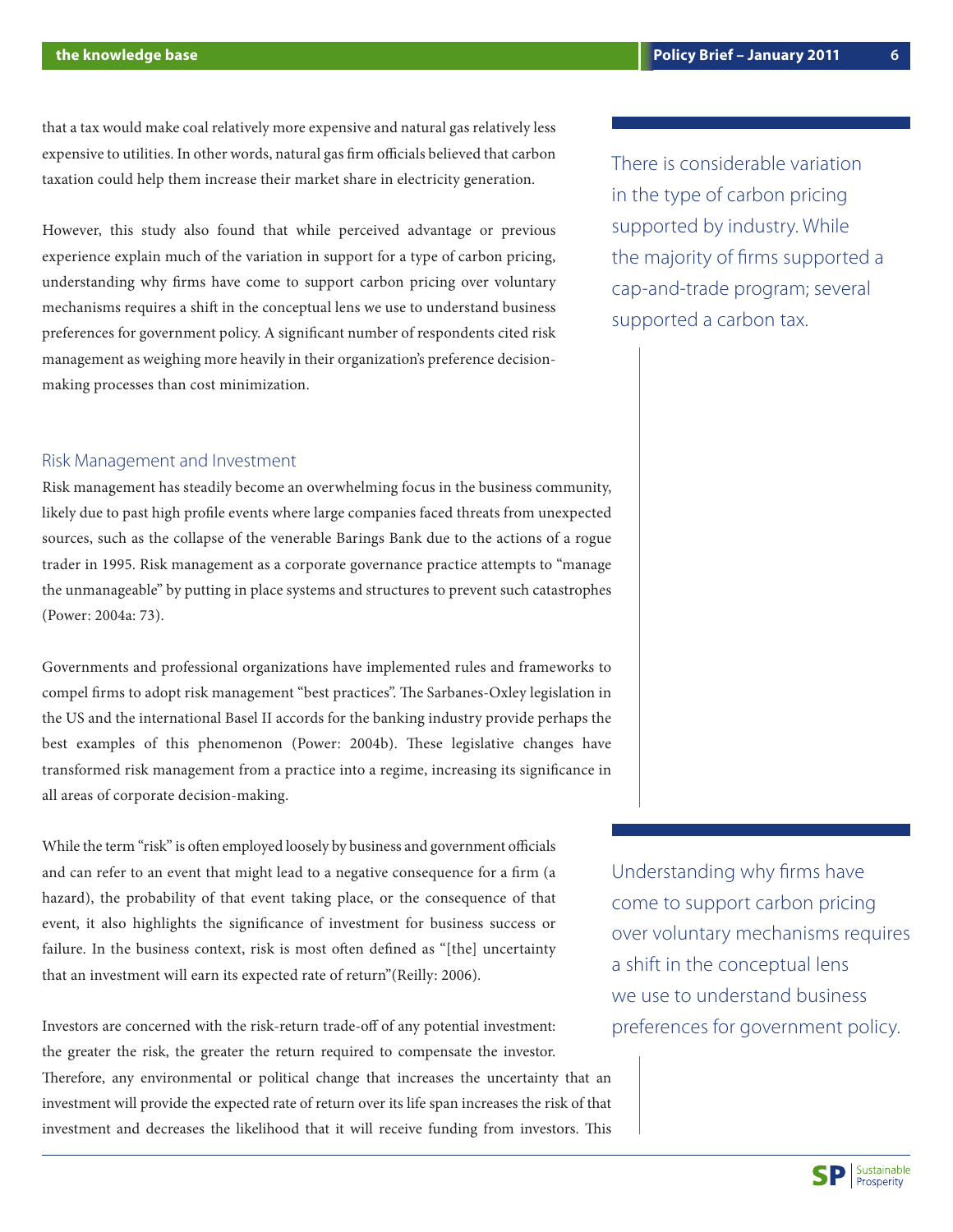that a tax would make coal relatively more expensive and natural gas relatively less expensive to utilities. In other words, natural gas firm officials believed that carbon taxation could help them increase their market share in electricity generation.

However, this study also found that while perceived advantage or previous experience explain much of the variation in support for a type of carbon pricing, understanding why firms have come to support carbon pricing over voluntary mechanisms requires a shift in the conceptual lens we use to understand business preferences for government policy. A significant number of respondents cited risk management as weighing more heavily in their organization's preference decision-making processes than cost minimization.

> There is considerable variation in the type of carbon pricing supported by industry. While the majority of firms supported a cap-and-trade program; several supported a carbon tax.

## Risk Management and Investment

Risk management has steadily become an overwhelming focus in the business community, likely due to past high profile events where large companies faced threats from unexpected sources, such as the collapse of the venerable Barings Bank due to the actions of a rogue trader in 1995. Risk management as a corporate governance practice attempts to "manage the unmanageable" by putting in place systems and structures to prevent such catastrophes (Power: 2004a: 73).

Governments and professional organizations have implemented rules and frameworks to compel firms to adopt risk management "best practices". The Sarbanes-Oxley legislation in the US and the international Basel II accords for the banking industry provide perhaps the best examples of this phenomenon (Power: 2004b). These legislative changes have transformed risk management from a practice into a regime, increasing its significance in all areas of corporate decision-making.

While the term "risk" is often employed loosely by business and government officials and can refer to an event that might lead to a negative consequence for a firm (a hazard), the probability of that event taking place, or the consequence of that event, it also highlights the significance of investment for business success or failure. In the business context, risk is most often defined as "[the] uncertainty that an investment will earn its expected rate of return"(Reilly: 2006).

> Understanding why firms have come to support carbon pricing over voluntary mechanisms requires a shift in the conceptual lens we use to understand business preferences for government policy.

Investors are concerned with the risk-return trade-off of any potential investment: the greater the risk, the greater the return required to compensate the investor. Therefore, any environmental or political change that increases the uncertainty that an investment will provide the expected rate of return over its life span increases the risk of that investment and decreases the likelihood that it will receive funding from investors. This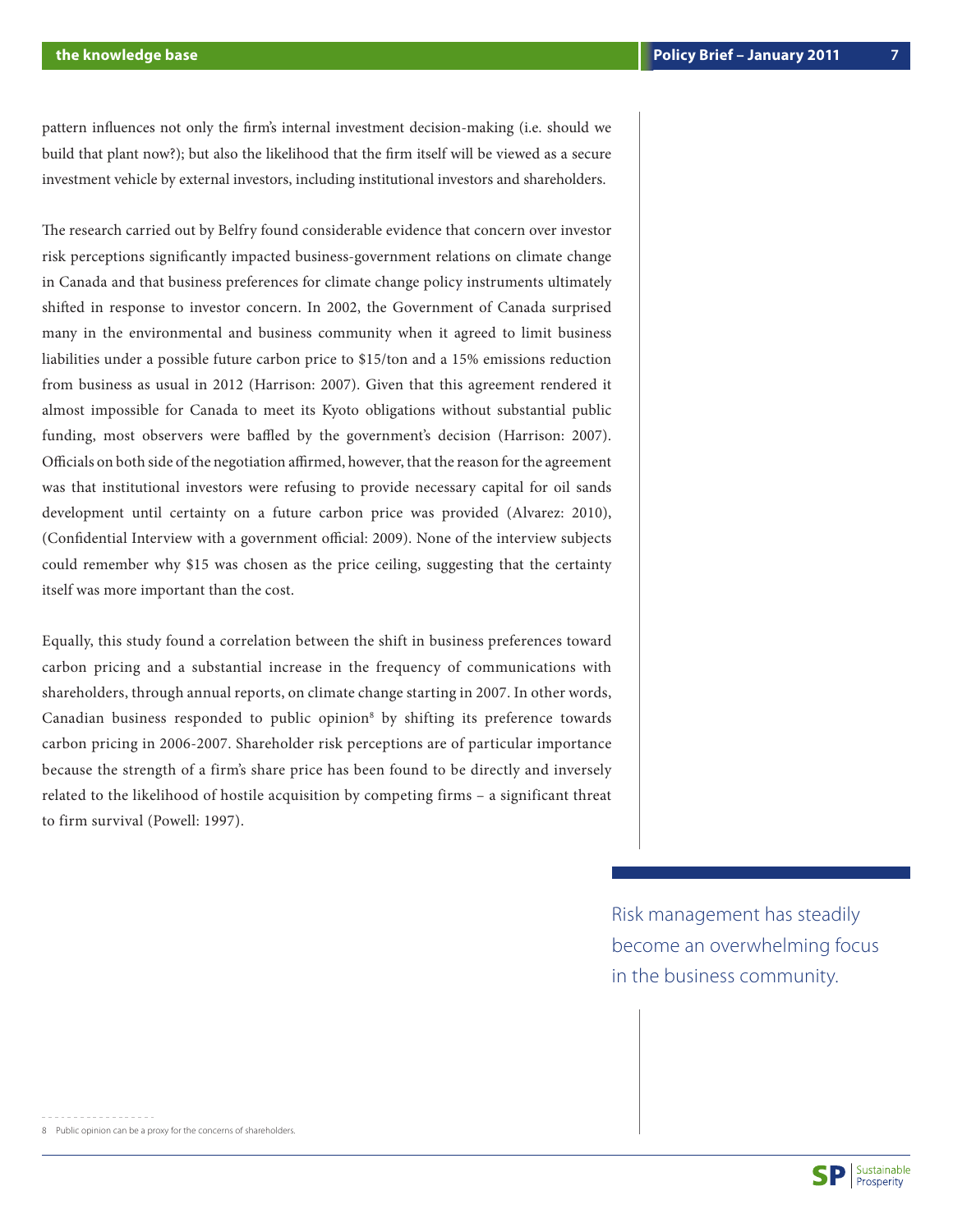pattern influences not only the firm's internal investment decision-making (i.e. should we build that plant now?); but also the likelihood that the firm itself will be viewed as a secure investment vehicle by external investors, including institutional investors and shareholders.

The research carried out by Belfry found considerable evidence that concern over investor risk perceptions significantly impacted business-government relations on climate change in Canada and that business preferences for climate change policy instruments ultimately shifted in response to investor concern. In 2002, the Government of Canada surprised many in the environmental and business community when it agreed to limit business liabilities under a possible future carbon price to $15/ton and a 15% emissions reduction from business as usual in 2012 (Harrison: 2007). Given that this agreement rendered it almost impossible for Canada to meet its Kyoto obligations without substantial public funding, most observers were baffled by the government's decision (Harrison: 2007). Officials on both side of the negotiation affirmed, however, that the reason for the agreement was that institutional investors were refusing to provide necessary capital for oil sands development until certainty on a future carbon price was provided (Alvarez: 2010), (Confidential Interview with a government official: 2009). None of the interview subjects could remember why $15 was chosen as the price ceiling, suggesting that the certainty itself was more important than the cost.

Equally, this study found a correlation between the shift in business preferences toward carbon pricing and a substantial increase in the frequency of communications with shareholders, through annual reports, on climate change starting in 2007. In other words, Canadian business responded to public opinion[8] by shifting its preference towards carbon pricing in 2006-2007. Shareholder risk perceptions are of particular importance because the strength of a firm's share price has been found to be directly and inversely related to the likelihood of hostile acquisition by competing firms – a significant threat to firm survival (Powell: 1997).

Risk management has steadily become an overwhelming focus in the business community.

8 Public opinion can be a proxy for the concerns of shareholders.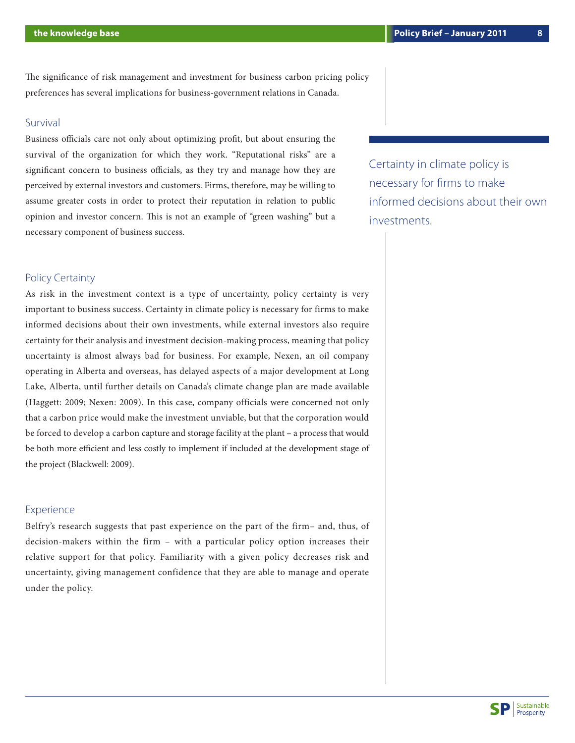The significance of risk management and investment for business carbon pricing policy preferences has several implications for business-government relations in Canada.

## Survival

Business officials care not only about optimizing profit, but about ensuring the survival of the organization for which they work. "Reputational risks" are a significant concern to business officials, as they try and manage how they are perceived by external investors and customers. Firms, therefore, may be willing to assume greater costs in order to protect their reputation in relation to public opinion and investor concern. This is not an example of "green washing" but a necessary component of business success.

> Certainty in climate policy is necessary for firms to make informed decisions about their own investments.

## Policy Certainty

As risk in the investment context is a type of uncertainty, policy certainty is very important to business success. Certainty in climate policy is necessary for firms to make informed decisions about their own investments, while external investors also require certainty for their analysis and investment decision-making process, meaning that policy uncertainty is almost always bad for business. For example, Nexen, an oil company operating in Alberta and overseas, has delayed aspects of a major development at Long Lake, Alberta, until further details on Canada's climate change plan are made available (Haggett: 2009; Nexen: 2009). In this case, company officials were concerned not only that a carbon price would make the investment unviable, but that the corporation would be forced to develop a carbon capture and storage facility at the plant – a process that would be both more efficient and less costly to implement if included at the development stage of the project (Blackwell: 2009).

## Experience

Belfry's research suggests that past experience on the part of the firm– and, thus, of decision-makers within the firm – with a particular policy option increases their relative support for that policy. Familiarity with a given policy decreases risk and uncertainty, giving management confidence that they are able to manage and operate under the policy.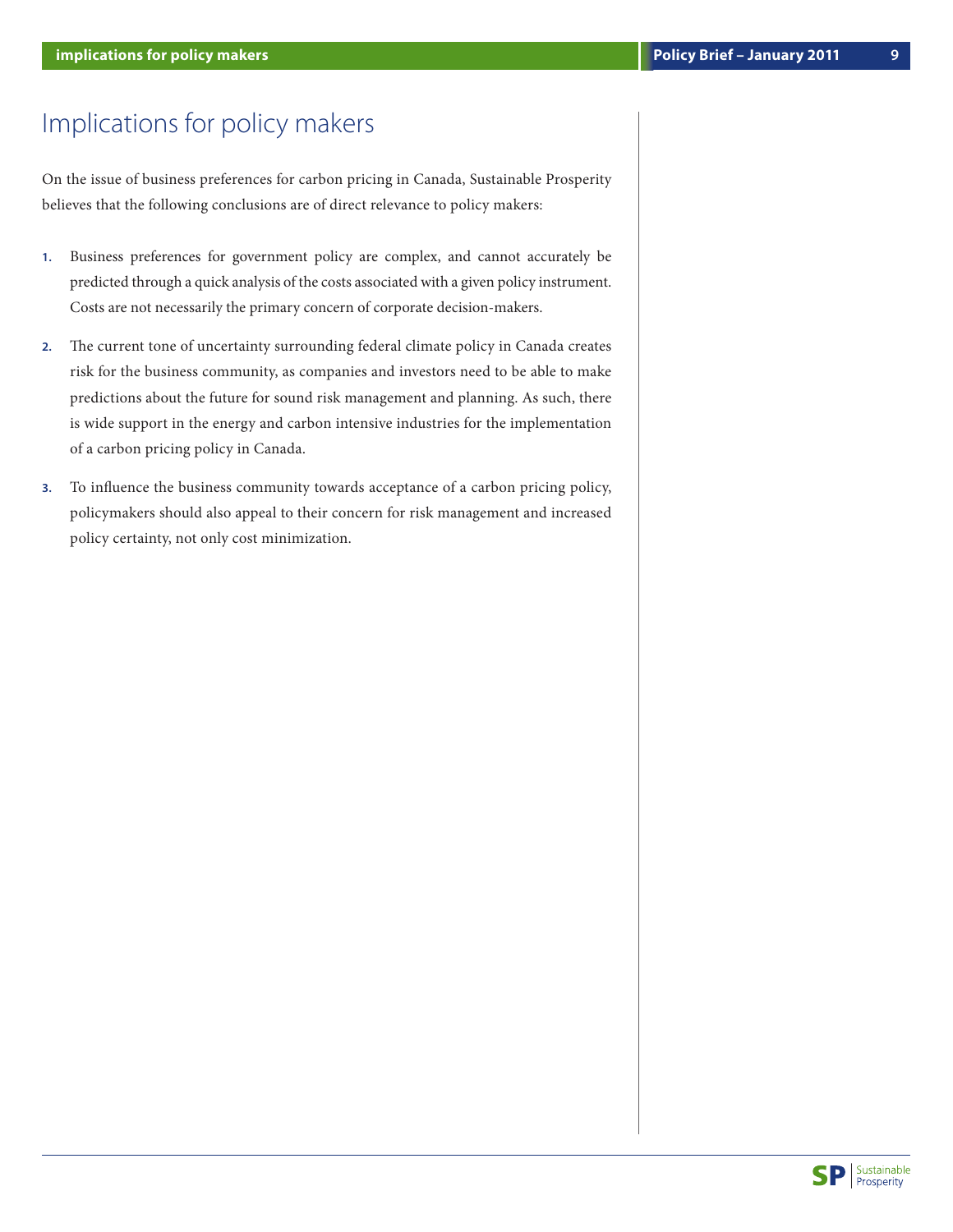# Implications for policy makers

On the issue of business preferences for carbon pricing in Canada, Sustainable Prosperity believes that the following conclusions are of direct relevance to policy makers:

1. Business preferences for government policy are complex, and cannot accurately be predicted through a quick analysis of the costs associated with a given policy instrument. Costs are not necessarily the primary concern of corporate decision-makers.
2. The current tone of uncertainty surrounding federal climate policy in Canada creates risk for the business community, as companies and investors need to be able to make predictions about the future for sound risk management and planning. As such, there is wide support in the energy and carbon intensive industries for the implementation of a carbon pricing policy in Canada.
3. To influence the business community towards acceptance of a carbon pricing policy, policymakers should also appeal to their concern for risk management and increased policy certainty, not only cost minimization.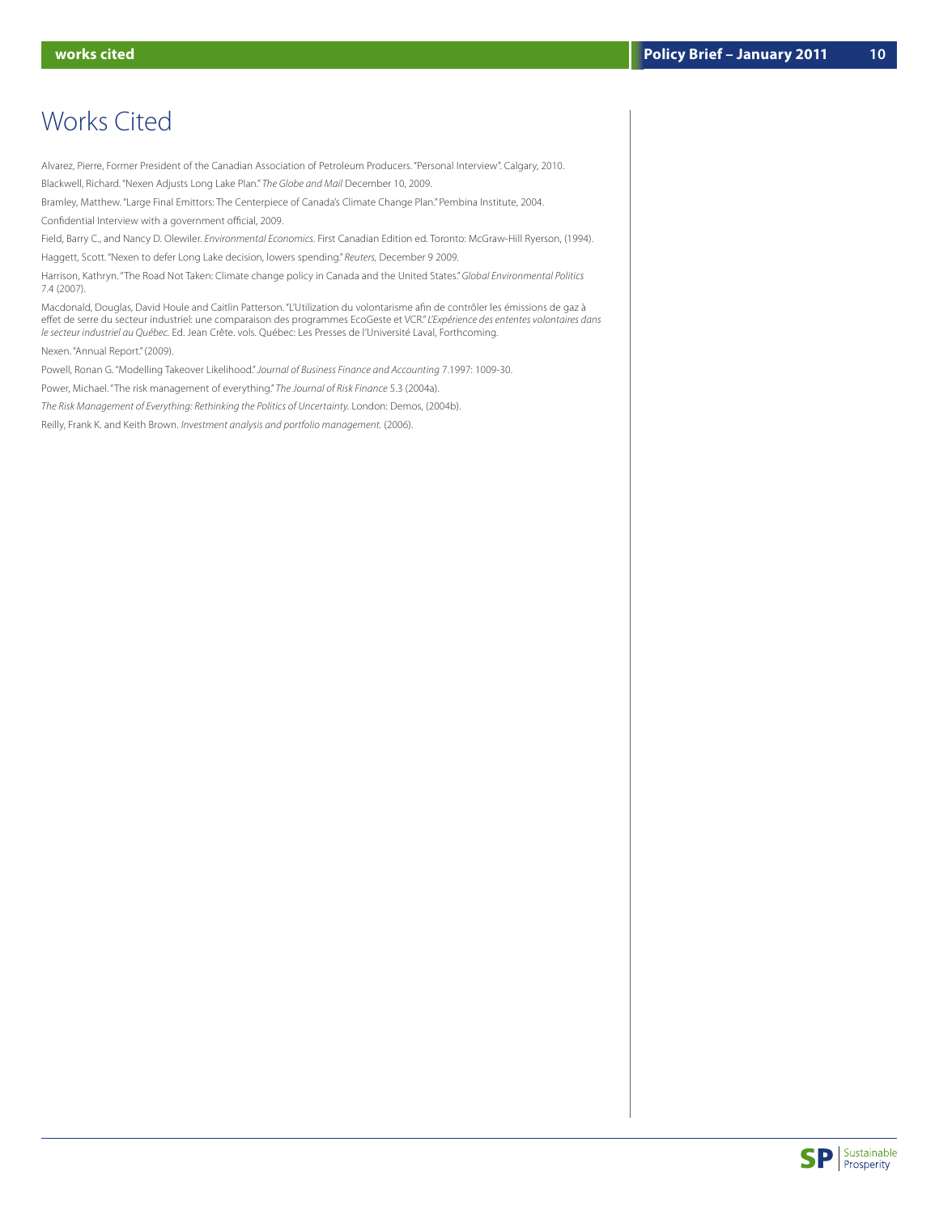# Works Cited

Alvarez, Pierre, Former President of the Canadian Association of Petroleum Producers. "Personal Interview". Calgary, 2010.

Blackwell, Richard. "Nexen Adjusts Long Lake Plan." *The Globe and Mail* December 10, 2009.

Bramley, Matthew. "Large Final Emittors: The Centerpiece of Canada's Climate Change Plan." Pembina Institute, 2004.

Confidential Interview with a government official, 2009.

Field, Barry C., and Nancy D. Olewiler. *Environmental Economics.* First Canadian Edition ed. Toronto: McGraw-Hill Ryerson, (1994).

Haggett, Scott. "Nexen to defer Long Lake decision, lowers spending." *Reuters,* December 9 2009.

Harrison, Kathryn. "The Road Not Taken: Climate change policy in Canada and the United States." *Global Environmental Politics* 7.4 (2007).

Macdonald, Douglas, David Houle and Caitlin Patterson. "L'Utilization du volontarisme afin de contrôler les émissions de gaz à effet de serre du secteur industriel: une comparaison des programmes EcoGeste et VCR." *L'Expérience des ententes volontaires dans le secteur industriel au Québec.* Ed. Jean Crête. vols. Québec: Les Presses de l'Université Laval, Forthcoming.

Nexen. "Annual Report." (2009).

Powell, Ronan G. "Modelling Takeover Likelihood." *Journal of Business Finance and Accounting* 7.1997: 1009-30.

Power, Michael. "The risk management of everything." *The Journal of Risk Finance* 5.3 (2004a).

*The Risk Management of Everything: Rethinking the Politics of Uncertainty.* London: Demos, (2004b).

Reilly, Frank K. and Keith Brown. *Investment analysis and portfolio management.* (2006).